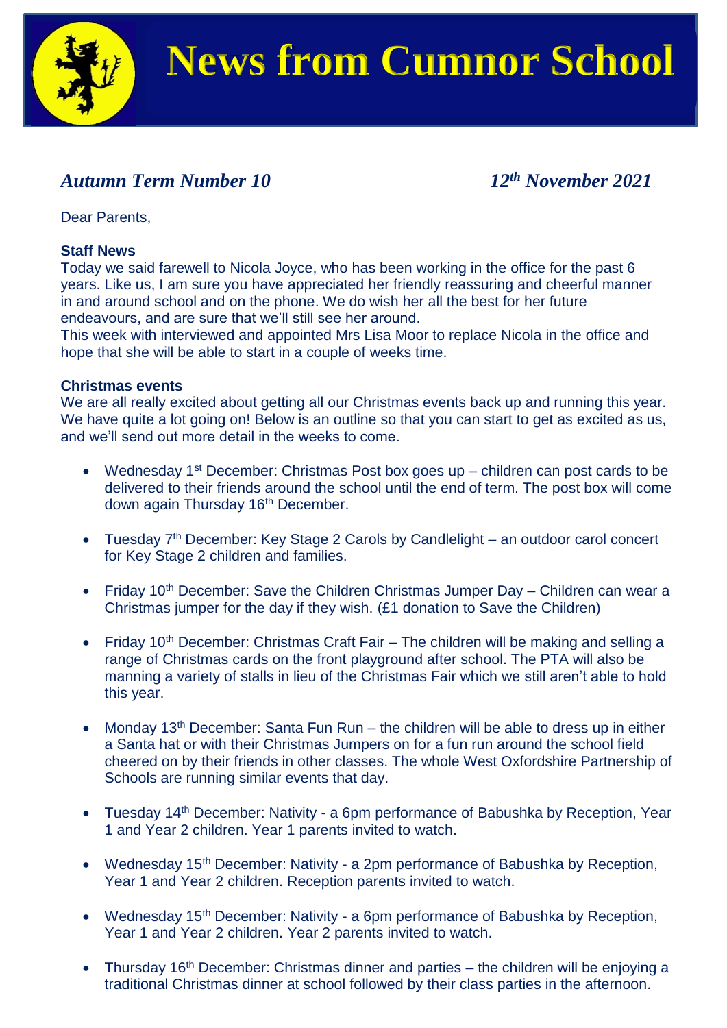# News from Cumnor School

***Autumn Term Number 10*** ***12th November 2021***

Dear Parents,

**Staff News**

Today we said farewell to Nicola Joyce, who has been working in the office for the past 6 years. Like us, I am sure you have appreciated her friendly reassuring and cheerful manner in and around school and on the phone. We do wish her all the best for her future endeavours, and are sure that we'll still see her around.

This week with interviewed and appointed Mrs Lisa Moor to replace Nicola in the office and hope that she will be able to start in a couple of weeks time.

**Christmas events**

We are all really excited about getting all our Christmas events back up and running this year. We have quite a lot going on! Below is an outline so that you can start to get as excited as us, and we'll send out more detail in the weeks to come.

- Wednesday 1st December: Christmas Post box goes up – children can post cards to be delivered to their friends around the school until the end of term. The post box will come down again Thursday 16th December.
- Tuesday 7th December: Key Stage 2 Carols by Candlelight – an outdoor carol concert for Key Stage 2 children and families.
- Friday 10th December: Save the Children Christmas Jumper Day – Children can wear a Christmas jumper for the day if they wish. (£1 donation to Save the Children)
- Friday 10th December: Christmas Craft Fair – The children will be making and selling a range of Christmas cards on the front playground after school. The PTA will also be manning a variety of stalls in lieu of the Christmas Fair which we still aren't able to hold this year.
- Monday 13th December: Santa Fun Run – the children will be able to dress up in either a Santa hat or with their Christmas Jumpers on for a fun run around the school field cheered on by their friends in other classes. The whole West Oxfordshire Partnership of Schools are running similar events that day.
- Tuesday 14th December: Nativity - a 6pm performance of Babushka by Reception, Year 1 and Year 2 children. Year 1 parents invited to watch.
- Wednesday 15th December: Nativity - a 2pm performance of Babushka by Reception, Year 1 and Year 2 children. Reception parents invited to watch.
- Wednesday 15th December: Nativity - a 6pm performance of Babushka by Reception, Year 1 and Year 2 children. Year 2 parents invited to watch.
- Thursday 16th December: Christmas dinner and parties – the children will be enjoying a traditional Christmas dinner at school followed by their class parties in the afternoon.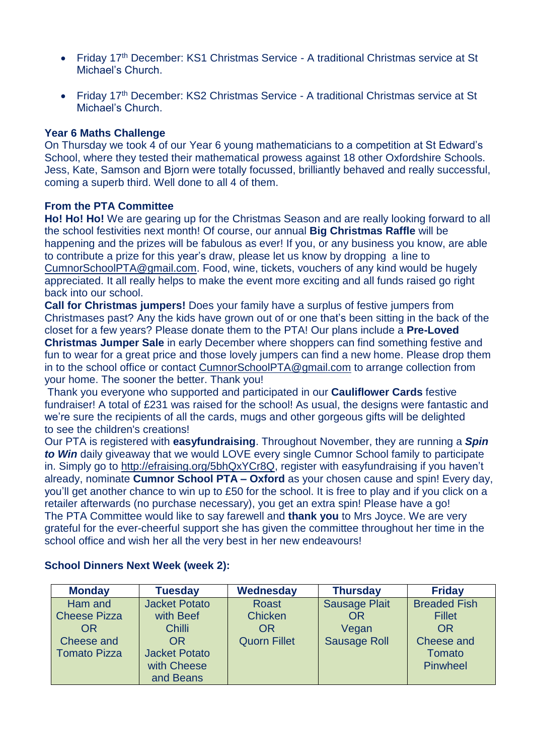- Friday 17th December: KS1 Christmas Service - A traditional Christmas service at St Michael's Church.

- Friday 17th December: KS2 Christmas Service - A traditional Christmas service at St Michael's Church.

**Year 6 Maths Challenge**

On Thursday we took 4 of our Year 6 young mathematicians to a competition at St Edward's School, where they tested their mathematical prowess against 18 other Oxfordshire Schools. Jess, Kate, Samson and Bjorn were totally focussed, brilliantly behaved and really successful, coming a superb third. Well done to all 4 of them.

**From the PTA Committee**

**Ho! Ho! Ho!** We are gearing up for the Christmas Season and are really looking forward to all the school festivities next month! Of course, our annual **Big Christmas Raffle** will be happening and the prizes will be fabulous as ever! If you, or any business you know, are able to contribute a prize for this year's draw, please let us know by dropping a line to CumnorSchoolPTA@gmail.com. Food, wine, tickets, vouchers of any kind would be hugely appreciated. It all really helps to make the event more exciting and all funds raised go right back into our school.

**Call for Christmas jumpers!** Does your family have a surplus of festive jumpers from Christmases past? Any the kids have grown out of or one that's been sitting in the back of the closet for a few years? Please donate them to the PTA! Our plans include a **Pre-Loved Christmas Jumper Sale** in early December where shoppers can find something festive and fun to wear for a great price and those lovely jumpers can find a new home. Please drop them in to the school office or contact CumnorSchoolPTA@gmail.com to arrange collection from your home. The sooner the better. Thank you!

Thank you everyone who supported and participated in our **Cauliflower Cards** festive fundraiser! A total of £231 was raised for the school! As usual, the designs were fantastic and we're sure the recipients of all the cards, mugs and other gorgeous gifts will be delighted to see the children's creations!

Our PTA is registered with **easyfundraising**. Throughout November, they are running a ***Spin to Win*** daily giveaway that we would LOVE every single Cumnor School family to participate in. Simply go to http://efraising.org/5bhQxYCr8Q, register with easyfundraising if you haven't already, nominate **Cumnor School PTA – Oxford** as your chosen cause and spin! Every day, you'll get another chance to win up to £50 for the school. It is free to play and if you click on a retailer afterwards (no purchase necessary), you get an extra spin! Please have a go!

The PTA Committee would like to say farewell and **thank you** to Mrs Joyce. We are very grateful for the ever-cheerful support she has given the committee throughout her time in the school office and wish her all the very best in her new endeavours!

**School Dinners Next Week (week 2):**

| Monday | Tuesday | Wednesday | Thursday | Friday |
|---|---|---|---|---|
| Ham and Cheese Pizza OR Cheese and Tomato Pizza | Jacket Potato with Beef Chilli OR Jacket Potato with Cheese and Beans | Roast Chicken OR Quorn Fillet | Sausage Plait OR Vegan Sausage Roll | Breaded Fish Fillet OR Cheese and Tomato Pinwheel |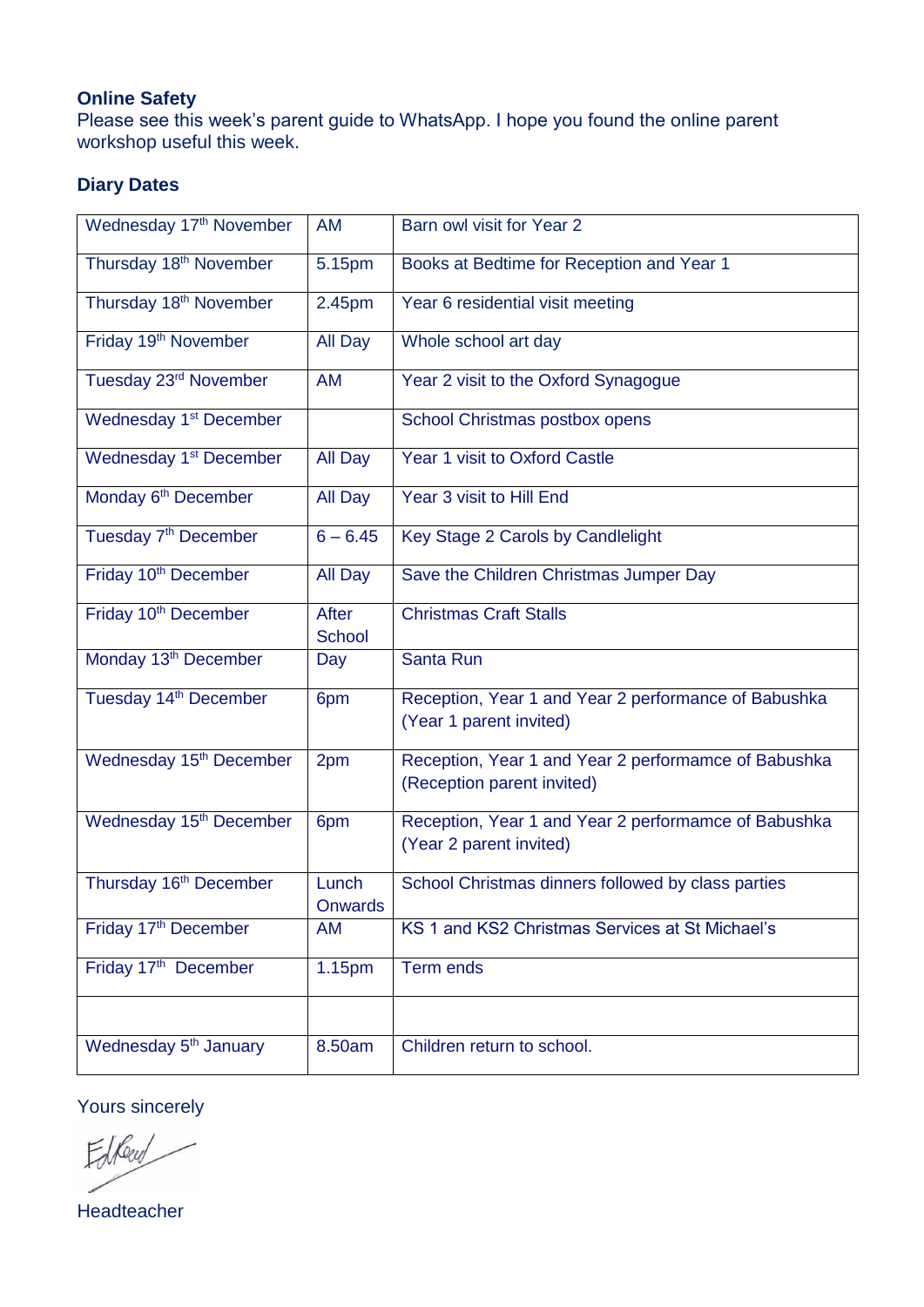### Online Safety

Please see this week's parent guide to WhatsApp. I hope you found the online parent workshop useful this week.

### Diary Dates

| | | |
|---|---|---|
| Wednesday 17th November | AM | Barn owl visit for Year 2 |
| Thursday 18th November | 5.15pm | Books at Bedtime for Reception and Year 1 |
| Thursday 18th November | 2.45pm | Year 6 residential visit meeting |
| Friday 19th November | All Day | Whole school art day |
| Tuesday 23rd November | AM | Year 2 visit to the Oxford Synagogue |
| Wednesday 1st December | | School Christmas postbox opens |
| Wednesday 1st December | All Day | Year 1 visit to Oxford Castle |
| Monday 6th December | All Day | Year 3 visit to Hill End |
| Tuesday 7th December | 6 – 6.45 | Key Stage 2 Carols by Candlelight |
| Friday 10th December | All Day | Save the Children Christmas Jumper Day |
| Friday 10th December | After School | Christmas Craft Stalls |
| Monday 13th December | Day | Santa Run |
| Tuesday 14th December | 6pm | Reception, Year 1 and Year 2 performance of Babushka (Year 1 parent invited) |
| Wednesday 15th December | 2pm | Reception, Year 1 and Year 2 performamce of Babushka (Reception parent invited) |
| Wednesday 15th December | 6pm | Reception, Year 1 and Year 2 performamce of Babushka (Year 2 parent invited) |
| Thursday 16th December | Lunch Onwards | School Christmas dinners followed by class parties |
| Friday 17th December | AM | KS 1 and KS2 Christmas Services at St Michael's |
| Friday 17th December | 1.15pm | Term ends |
| | | |
| Wednesday 5th January | 8.50am | Children return to school. |

Yours sincerely

Headteacher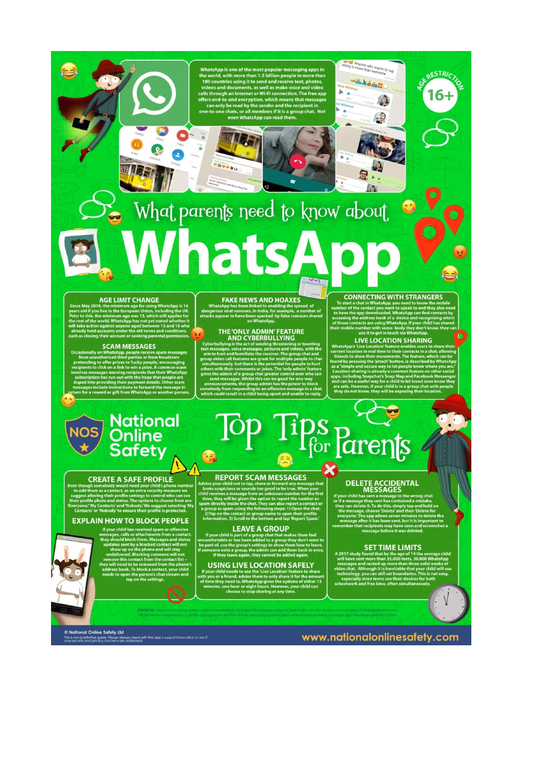WhatsApp is one of the most popular messaging apps in the world, with more than 1.5 billion people in more than 180 countries using it to send and receive text, photos, videos and documents, as well as make voice and video calls through an Internet or Wi-Fi connection. The free app offers end-to-end encryption, which means that messages can only be read by the sender and the recipient in one-to-one chats, or all members if it is a group chat. Not even WhatsApp can read them.

AGE RESTRICTION 16+

# What parents need to know about WhatsApp

## AGE LIMIT CHANGE

Since May 2018, the minimum age for using WhatsApp is 16 years old if you live in the European Union, including the UK. Prior to this, the minimum age was 13, which still applies for the rest of the world. WhatsApp has not yet stated whether it will take action against anyone aged between 13 and 16 who already hold accounts under the old terms and conditions, such as closing their account or seeking parental permission.

## SCAM MESSAGES

Occasionally on WhatsApp, people receive spam messages from unauthorised third parties or from fraudsters pretending to offer prizes to 'lucky people,' encouraging recipients to click on a link to win a prize. A common scam involves messages warning recipients that their WhatsApp subscription has run out with the hope that people are duped into providing their payment details. Other scam messages include instructions to forward the message in return for a reward or gift from WhatsApp or another person.

## FAKE NEWS AND HOAXES

WhatsApp has been linked to enabling the spread of dangerous viral rumours. In India, for example, a number of attacks appear to have been sparked by false rumours shared on WhatsApp.

## THE 'ONLY ADMIN' FEATURE AND CYBERBULLYING

Cyberbullying is the act of sending threatening or taunting text messages, voice messages, pictures and videos, with the aim to hurt and humiliate the receiver. The group chat and group video call features are great for multiple people to chat simultaneously, but there is the potential for people to hurt others with their comments or jokes. The 'only admin' feature gives the admin of a group chat greater control over who can send messages. Whilst this can be good for one-way announcements, the group admin has the power to block somebody from responding to an offensive message in a chat, which could result in a child being upset and unable to reply.

## CONNECTING WITH STRANGERS

To start a chat in WhatsApp, you need to know the mobile number of the contact you want to speak to and they also need to have the app downloaded. WhatsApp can find contacts by accessing the address book of a device and recognising which of those contacts are using WhatsApp. If your child has shared their mobile number with some- body they don't know, they can use it to get in touch via WhatsApp.

## LIVE LOCATION SHARING

WhatsApp's 'Live Location' feature enables users to share their current location in real time to their contacts in a chat, allowing friends to show their movements. The feature, which can be found by pressing the 'attach' button, is described by WhatsApp as a "simple and secure way to let people know where you are." Location-sharing is already a common feature on other social apps, including Snapchat's Snap Map and Facebook Messenger and can be a useful way for a child to let loved ones know they are safe. However, if your child is in a group chat with people they do not know, they will be exposing their location.

National Online Safety

# Top Tips for Parents

## CREATE A SAFE PROFILE

Even though somebody would need your child's phone number to add them as a contact, as an extra security measure we suggest altering their profile settings to control who can see their profile photo and status. The options to choose from are 'Everyone,' 'My Contacts' and 'Nobody.' We suggest selecting 'My Contacts' or 'Nobody' to ensure their profile is protected.

## EXPLAIN HOW TO BLOCK PEOPLE

If your child has received spam or offensive messages, calls or attachments from a contact, they should block them. Messages and status updates sent by a blocked contact will not show up on the phone and will stay undelivered. Blocking someone will not remove this contact from the contact list – they will need to be removed from the phone's address book. To block a contact, your child needs to open the person's chat stream and tap on the settings.

## REPORT SCAM MESSAGES

Advise your child not to tap, share or forward any message that looks suspicious or sounds too good to be true. When your child receives a message from an unknown number for the first time, they will be given the option to report the number as spam directly inside the chat. They can also report a contact or a group as spam using the following steps: 1) Open the chat. 2) Tap on the contact or group name to open their profile information. 3) Scroll to the bottom and tap 'Report Spam.'

## LEAVE A GROUP

If your child is part of a group chat that makes them feel uncomfortable or has been added to a group they don't want to be part of, use the group's settings to show them how to leave. If someone exits a group, the admin can add them back in once. If they leave again, they cannot be added again.

## USING LIVE LOCATION SAFELY

If your child needs to use the 'Live Location' feature to share with you or a friend, advise them to only share it for the amount of time they need to. WhatsApp gives the options of either 15 minutes, one hour or eight hours. However, your child can choose to stop sharing at any time.

## DELETE ACCIDENTAL MESSAGES

If your child has sent a message to the wrong chat or if a message they sent has contained a mistake, they can delete it. To do this, simply tap and hold on the message, choose 'Delete' and then 'Delete for everyone.' The app allows seven minutes to delete the message after it has been sent, but it is important to remember that recipients may have seen and screenshot a message before it was deleted.

## SET TIME LIMITS

A 2017 study found that by the age of 14 the average child will have sent more than 35,000 texts, 30,000 WhatsApp messages and racked up more than three solid weeks of video chat. Although it is inevitable that your child will use technology, you can still set boundaries. This is not easy, especially since teens use their devices for both schoolwork and free time, often simultaneously.

SOURCES: https://www.theguardian.com/commentisfree/2018/apr/29/whatsapp-plans-eu-ban-under-16s-the-mystery-is-how, https://whatsappbrand.com/, https://www.independent.co.uk/life-style/gadgets-and-tech/news/whatsapp-update-latest-india-hoaxes-forward-messages-app-download-a8436011.html

© National Online Safety Ltd
This is not a definitive guide. Please always check with the app's support information to see if your security and privacy concerns are addressed.

www.nationalonlinesafety.com